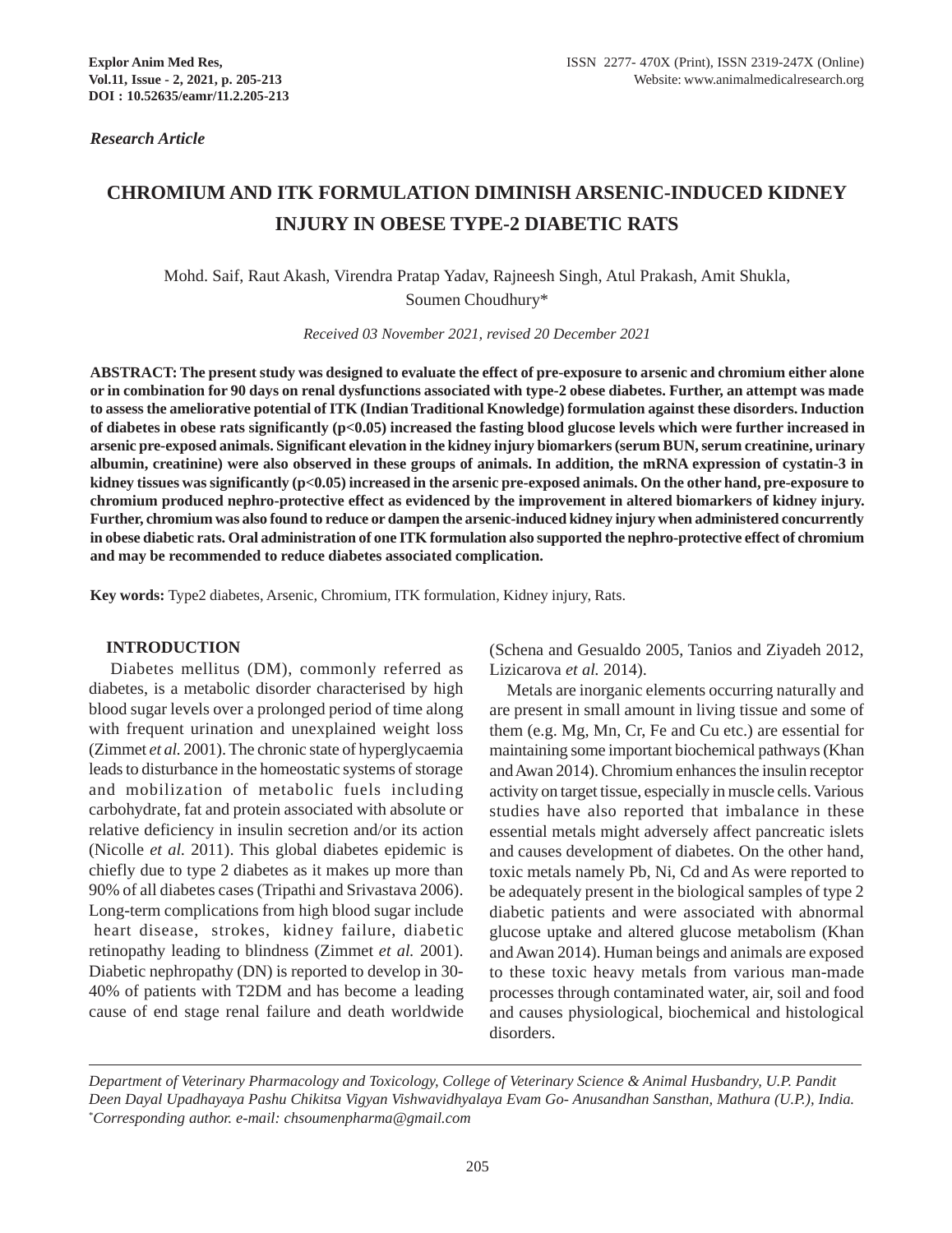*Research Article*

# CHROMIUM AND ITK FORMULATION DIMINISH ARSENIC-INDUCED KIDNEY INJURY IN OBESE TYPE-2 DIABETIC RATS

Mohd. Saif, Raut Akash, Virendra Pratap Yadav, Rajneesh Singh, Atul Prakash, Amit Shukla, Soumen Choudhury*

*Received 03 November 2021, revised 20 December 2021*

**ABSTRACT: The present study was designed to evaluate the effect of pre-exposure to arsenic and chromium either alone or in combination for 90 days on renal dysfunctions associated with type-2 obese diabetes. Further, an attempt was made to assess the ameliorative potential of ITK (Indian Traditional Knowledge) formulation against these disorders. Induction of diabetes in obese rats significantly ($p<0.05$) increased the fasting blood glucose levels which were further increased in arsenic pre-exposed animals. Significant elevation in the kidney injury biomarkers (serum BUN, serum creatinine, urinary albumin, creatinine) were also observed in these groups of animals. In addition, the mRNA expression of cystatin-3 in kidney tissues was significantly ($p<0.05$) increased in the arsenic pre-exposed animals. On the other hand, pre-exposure to chromium produced nephro-protective effect as evidenced by the improvement in altered biomarkers of kidney injury. Further, chromium was also found to reduce or dampen the arsenic-induced kidney injury when administered concurrently in obese diabetic rats. Oral administration of one ITK formulation also supported the nephro-protective effect of chromium and may be recommended to reduce diabetes associated complication.**

**Key words:** Type2 diabetes, Arsenic, Chromium, ITK formulation, Kidney injury, Rats.

## INTRODUCTION

Diabetes mellitus (DM), commonly referred as diabetes, is a metabolic disorder characterised by high blood sugar levels over a prolonged period of time along with frequent urination and unexplained weight loss (Zimmet *et al.* 2001). The chronic state of hyperglycaemia leads to disturbance in the homeostatic systems of storage and mobilization of metabolic fuels including carbohydrate, fat and protein associated with absolute or relative deficiency in insulin secretion and/or its action (Nicolle *et al.* 2011). This global diabetes epidemic is chiefly due to type 2 diabetes as it makes up more than 90% of all diabetes cases (Tripathi and Srivastava 2006). Long-term complications from high blood sugar include heart disease, strokes, kidney failure, diabetic retinopathy leading to blindness (Zimmet *et al.* 2001). Diabetic nephropathy (DN) is reported to develop in 30-40% of patients with T2DM and has become a leading cause of end stage renal failure and death worldwide (Schena and Gesualdo 2005, Tanios and Ziyadeh 2012, Lizicarova *et al.* 2014).

Metals are inorganic elements occurring naturally and are present in small amount in living tissue and some of them (e.g. Mg, Mn, Cr, Fe and Cu etc.) are essential for maintaining some important biochemical pathways (Khan and Awan 2014). Chromium enhances the insulin receptor activity on target tissue, especially in muscle cells. Various studies have also reported that imbalance in these essential metals might adversely affect pancreatic islets and causes development of diabetes. On the other hand, toxic metals namely Pb, Ni, Cd and As were reported to be adequately present in the biological samples of type 2 diabetic patients and were associated with abnormal glucose uptake and altered glucose metabolism (Khan and Awan 2014). Human beings and animals are exposed to these toxic heavy metals from various man-made processes through contaminated water, air, soil and food and causes physiological, biochemical and histological disorders.

*Department of Veterinary Pharmacology and Toxicology, College of Veterinary Science & Animal Husbandry, U.P. Pandit Deen Dayal Upadhayaya Pashu Chikitsa Vigyan Vishwavidhyalaya Evam Go- Anusandhan Sansthan, Mathura (U.P.), India.*
*Corresponding author. e-mail: chsoumenpharma@gmail.com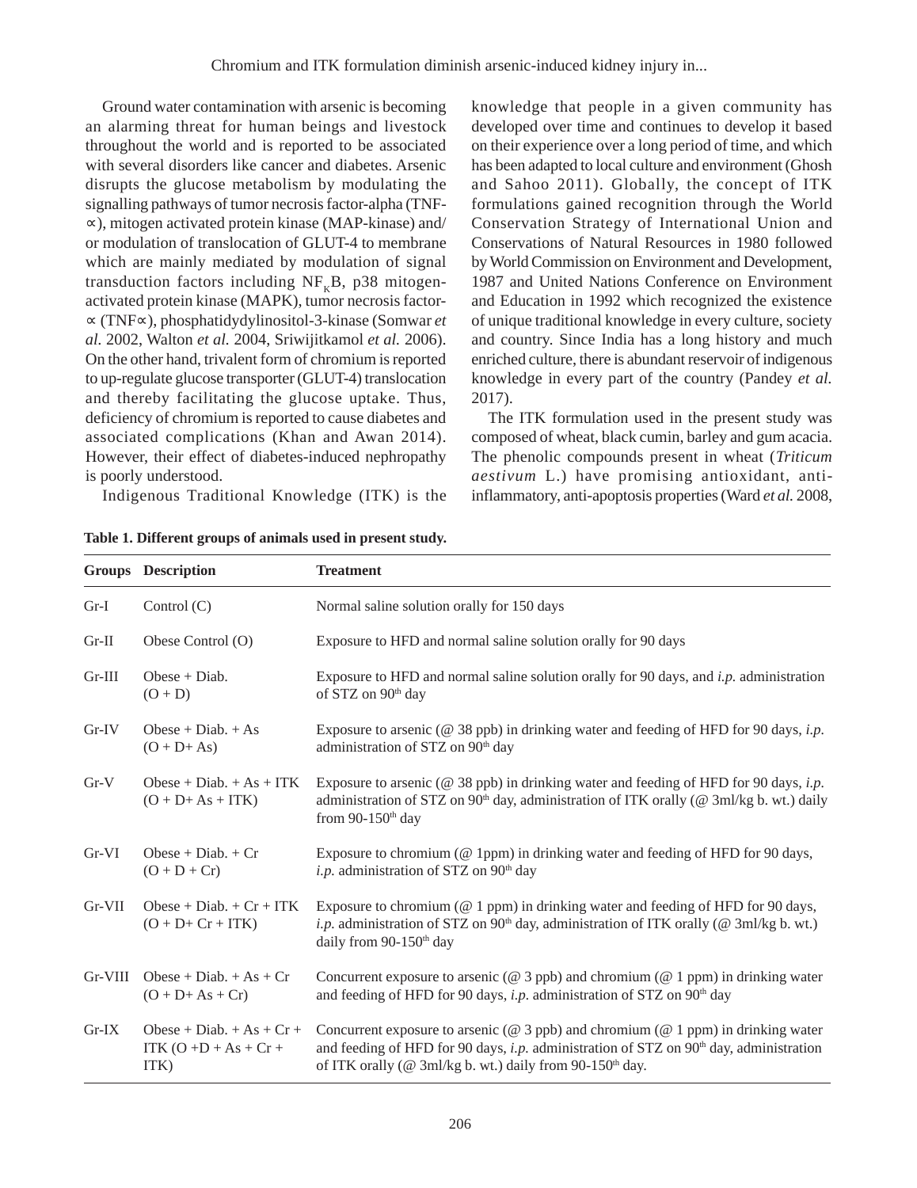Ground water contamination with arsenic is becoming an alarming threat for human beings and livestock throughout the world and is reported to be associated with several disorders like cancer and diabetes. Arsenic disrupts the glucose metabolism by modulating the signalling pathways of tumor necrosis factor-alpha (TNF-∝), mitogen activated protein kinase (MAP-kinase) and/or modulation of translocation of GLUT-4 to membrane which are mainly mediated by modulation of signal transduction factors including $NF_{K}B$, p38 mitogen-activated protein kinase (MAPK), tumor necrosis factor-∝ (TNF∝), phosphatidydylinositol-3-kinase (Somwar *et al.* 2002, Walton *et al.* 2004, Sriwijitkamol *et al.* 2006). On the other hand, trivalent form of chromium is reported to up-regulate glucose transporter (GLUT-4) translocation and thereby facilitating the glucose uptake. Thus, deficiency of chromium is reported to cause diabetes and associated complications (Khan and Awan 2014). However, their effect of diabetes-induced nephropathy is poorly understood.

Indigenous Traditional Knowledge (ITK) is the knowledge that people in a given community has developed over time and continues to develop it based on their experience over a long period of time, and which has been adapted to local culture and environment (Ghosh and Sahoo 2011). Globally, the concept of ITK formulations gained recognition through the World Conservation Strategy of International Union and Conservations of Natural Resources in 1980 followed by World Commission on Environment and Development, 1987 and United Nations Conference on Environment and Education in 1992 which recognized the existence of unique traditional knowledge in every culture, society and country. Since India has a long history and much enriched culture, there is abundant reservoir of indigenous knowledge in every part of the country (Pandey *et al.* 2017).

The ITK formulation used in the present study was composed of wheat, black cumin, barley and gum acacia. The phenolic compounds present in wheat (*Triticum aestivum* L.) have promising antioxidant, anti-inflammatory, anti-apoptosis properties (Ward *et al.* 2008,

**Table 1. Different groups of animals used in present study.**

| Groups | Description | Treatment |
|---|---|---|
| Gr-I | Control (C) | Normal saline solution orally for 150 days |
| Gr-II | Obese Control (O) | Exposure to HFD and normal saline solution orally for 90 days |
| Gr-III | Obese + Diab. (O + D) | Exposure to HFD and normal saline solution orally for 90 days, and *i.p.* administration of STZ on 90th day |
| Gr-IV | Obese + Diab. + As (O + D+ As) | Exposure to arsenic (@ 38 ppb) in drinking water and feeding of HFD for 90 days, *i.p.* administration of STZ on 90th day |
| Gr-V | Obese + Diab. + As + ITK (O + D+ As + ITK) | Exposure to arsenic (@ 38 ppb) in drinking water and feeding of HFD for 90 days, *i.p.* administration of STZ on 90th day, administration of ITK orally (@ 3ml/kg b. wt.) daily from 90-150th day |
| Gr-VI | Obese + Diab. + Cr (O + D + Cr) | Exposure to chromium (@ 1ppm) in drinking water and feeding of HFD for 90 days, *i.p.* administration of STZ on 90th day |
| Gr-VII | Obese + Diab. + Cr + ITK (O + D+ Cr + ITK) | Exposure to chromium (@ 1 ppm) in drinking water and feeding of HFD for 90 days, *i.p.* administration of STZ on 90th day, administration of ITK orally (@ 3ml/kg b. wt.) daily from 90-150th day |
| Gr-VIII | Obese + Diab. + As + Cr (O + D+ As + Cr) | Concurrent exposure to arsenic (@ 3 ppb) and chromium (@ 1 ppm) in drinking water and feeding of HFD for 90 days, *i.p.* administration of STZ on 90th day |
| Gr-IX | Obese + Diab. + As + Cr + ITK (O +D + As + Cr + ITK) | Concurrent exposure to arsenic (@ 3 ppb) and chromium (@ 1 ppm) in drinking water and feeding of HFD for 90 days, *i.p.* administration of STZ on 90th day, administration of ITK orally (@ 3ml/kg b. wt.) daily from 90-150th day. |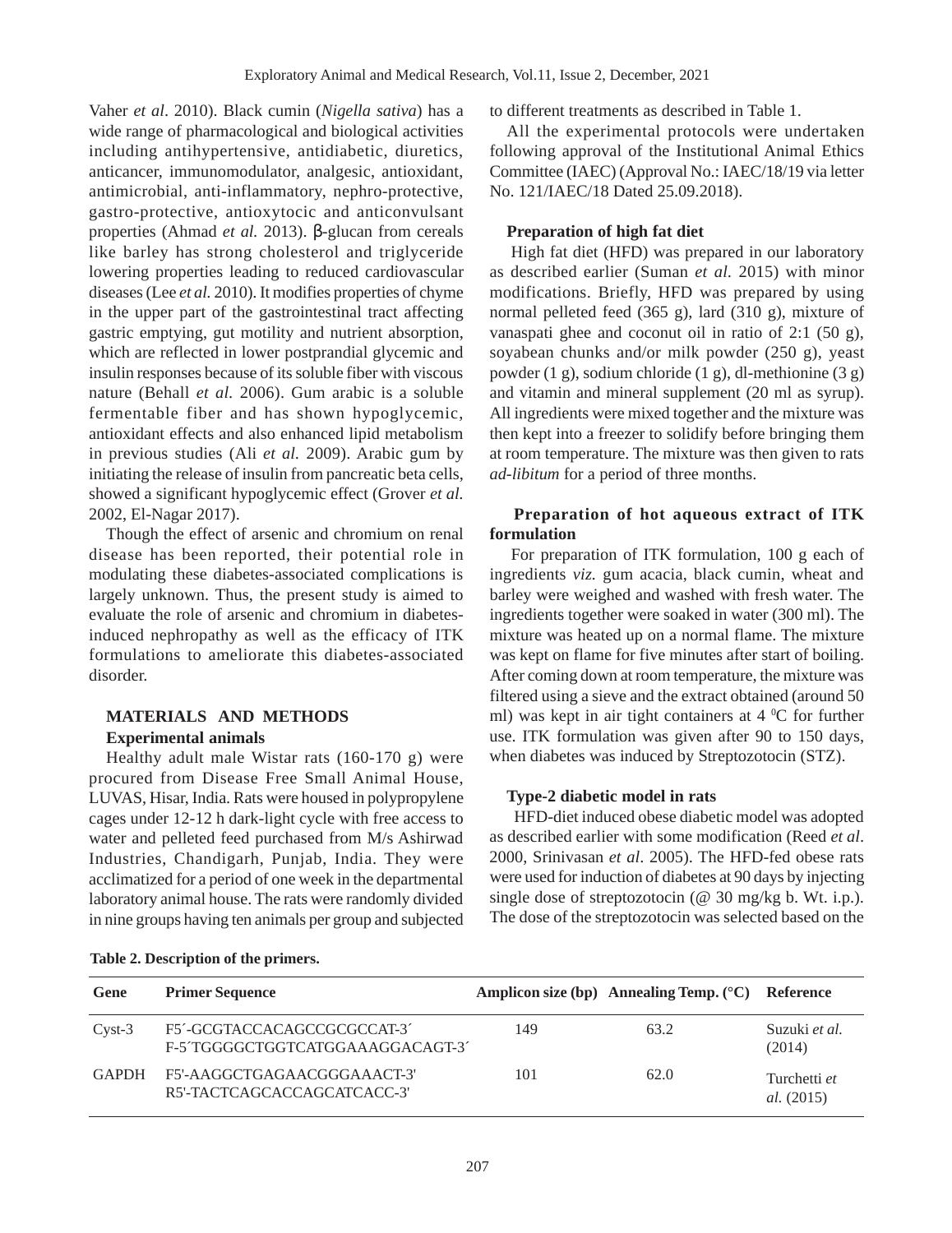Vaher *et al*. 2010). Black cumin (*Nigella sativa*) has a wide range of pharmacological and biological activities including antihypertensive, antidiabetic, diuretics, anticancer, immunomodulator, analgesic, antioxidant, antimicrobial, anti-inflammatory, nephro-protective, gastro-protective, antioxytocic and anticonvulsant properties (Ahmad *et al.* 2013). β-glucan from cereals like barley has strong cholesterol and triglyceride lowering properties leading to reduced cardiovascular diseases (Lee *et al.* 2010). It modifies properties of chyme in the upper part of the gastrointestinal tract affecting gastric emptying, gut motility and nutrient absorption, which are reflected in lower postprandial glycemic and insulin responses because of its soluble fiber with viscous nature (Behall *et al.* 2006). Gum arabic is a soluble fermentable fiber and has shown hypoglycemic, antioxidant effects and also enhanced lipid metabolism in previous studies (Ali *et al.* 2009). Arabic gum by initiating the release of insulin from pancreatic beta cells, showed a significant hypoglycemic effect (Grover *et al.* 2002, El-Nagar 2017).

Though the effect of arsenic and chromium on renal disease has been reported, their potential role in modulating these diabetes-associated complications is largely unknown. Thus, the present study is aimed to evaluate the role of arsenic and chromium in diabetes-induced nephropathy as well as the efficacy of ITK formulations to ameliorate this diabetes-associated disorder.

## MATERIALS AND METHODS

### Experimental animals

Healthy adult male Wistar rats (160-170 g) were procured from Disease Free Small Animal House, LUVAS, Hisar, India. Rats were housed in polypropylene cages under 12-12 h dark-light cycle with free access to water and pelleted feed purchased from M/s Ashirwad Industries, Chandigarh, Punjab, India. They were acclimatized for a period of one week in the departmental laboratory animal house. The rats were randomly divided in nine groups having ten animals per group and subjected to different treatments as described in Table 1.

All the experimental protocols were undertaken following approval of the Institutional Animal Ethics Committee (IAEC) (Approval No.: IAEC/18/19 via letter No. 121/IAEC/18 Dated 25.09.2018).

### Preparation of high fat diet

High fat diet (HFD) was prepared in our laboratory as described earlier (Suman *et al.* 2015) with minor modifications. Briefly, HFD was prepared by using normal pelleted feed (365 g), lard (310 g), mixture of vanaspati ghee and coconut oil in ratio of 2:1 (50 g), soyabean chunks and/or milk powder (250 g), yeast powder (1 g), sodium chloride (1 g), dl-methionine (3 g) and vitamin and mineral supplement (20 ml as syrup). All ingredients were mixed together and the mixture was then kept into a freezer to solidify before bringing them at room temperature. The mixture was then given to rats *ad-libitum* for a period of three months.

### Preparation of hot aqueous extract of ITK formulation

For preparation of ITK formulation, 100 g each of ingredients *viz.* gum acacia, black cumin, wheat and barley were weighed and washed with fresh water. The ingredients together were soaked in water (300 ml). The mixture was heated up on a normal flame. The mixture was kept on flame for five minutes after start of boiling. After coming down at room temperature, the mixture was filtered using a sieve and the extract obtained (around 50 ml) was kept in air tight containers at 4 $^{0}$C for further use. ITK formulation was given after 90 to 150 days, when diabetes was induced by Streptozotocin (STZ).

### Type-2 diabetic model in rats

HFD-diet induced obese diabetic model was adopted as described earlier with some modification (Reed *et al*. 2000, Srinivasan *et al*. 2005). The HFD-fed obese rats were used for induction of diabetes at 90 days by injecting single dose of streptozotocin (@ 30 mg/kg b. Wt. i.p.). The dose of the streptozotocin was selected based on the

**Table 2. Description of the primers.**

| Gene | Primer Sequence | Amplicon size (bp) | Annealing Temp. (°C) | Reference |
|---|---|---|---|---|
| Cyst-3 | F5´-GCGTACCACAGCCGCGCCAT-3´<br>F-5´TGGGGCTGGTCATGGAAAGGACAGT-3´ | 149 | 63.2 | Suzuki *et al.* (2014) |
| GAPDH | F5'-AAGGCTGAGAACGGGAAACT-3'<br>R5'-TACTCAGCACCAGCATCACC-3' | 101 | 62.0 | Turchetti *et al.* (2015) |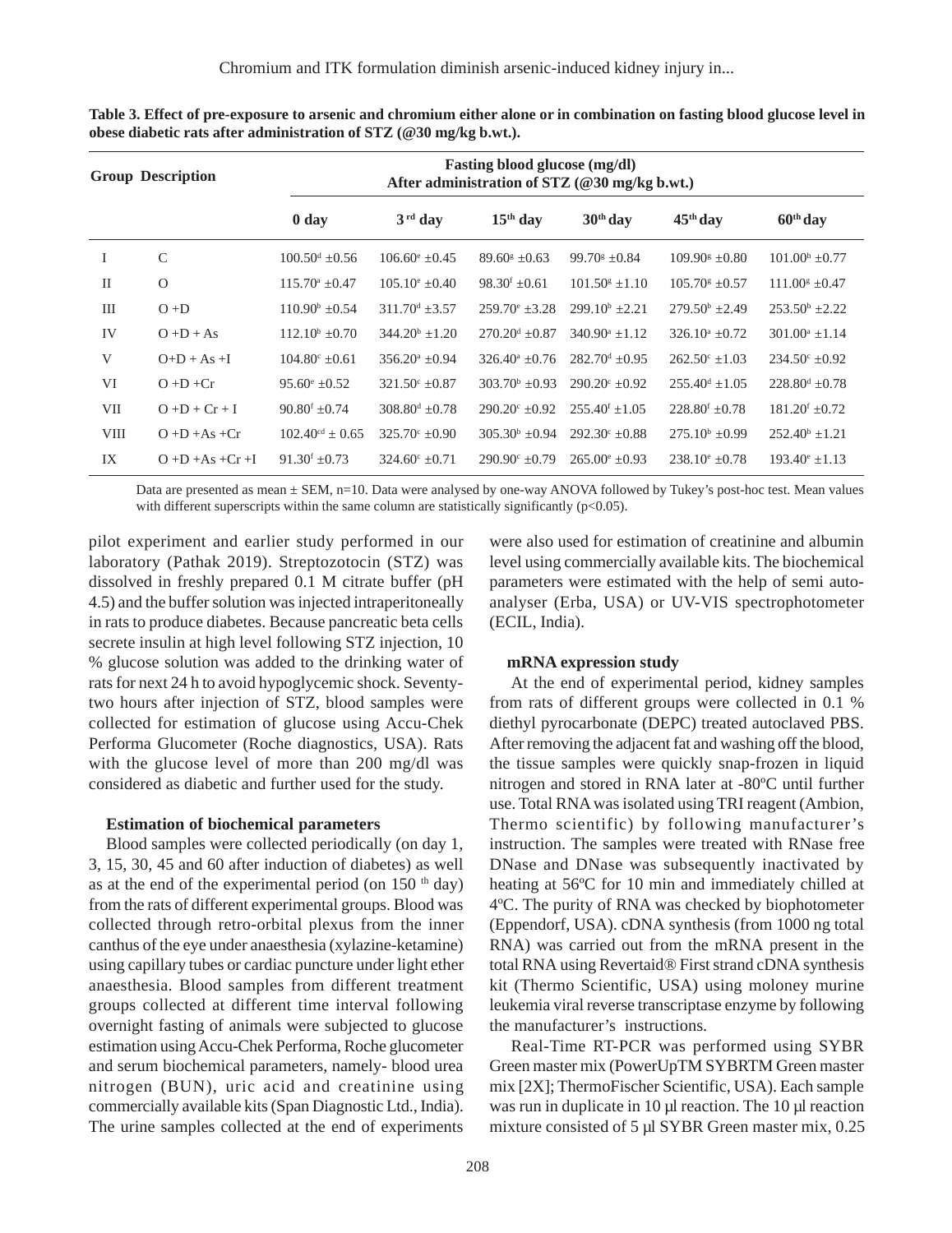**Table 3. Effect of pre-exposure to arsenic and chromium either alone or in combination on fasting blood glucose level in obese diabetic rats after administration of STZ (@30 mg/kg b.wt.).**

| Group | Description | Fasting blood glucose (mg/dl) After administration of STZ (@30 mg/kg b.wt.) | | | | | |
|---|---|---|---|---|---|---|---|
| | | 0 day | 3rd day | 15th day | 30th day | 45th day | 60th day |
| I | C | 100.50[d] ±0.56 | 106.60[e] ±0.45 | 89.60[g] ±0.63 | 99.70[g] ±0.84 | 109.90[g] ±0.80 | 101.00[h] ±0.77 |
| II | O | 115.70[a] ±0.47 | 105.10[e] ±0.40 | 98.30[f] ±0.61 | 101.50[g] ±1.10 | 105.70[g] ±0.57 | 111.00[g] ±0.47 |
| III | O +D | 110.90[b] ±0.54 | 311.70[d] ±3.57 | 259.70[e] ±3.28 | 299.10[b] ±2.21 | 279.50[b] ±2.49 | 253.50[b] ±2.22 |
| IV | O +D + As | 112.10[b] ±0.70 | 344.20[b] ±1.20 | 270.20[d] ±0.87 | 340.90[a] ±1.12 | 326.10[a] ±0.72 | 301.00[a] ±1.14 |
| V | O+D + As +I | 104.80[c] ±0.61 | 356.20[a] ±0.94 | 326.40[a] ±0.76 | 282.70[d] ±0.95 | 262.50[c] ±1.03 | 234.50[c] ±0.92 |
| VI | O +D +Cr | 95.60[e] ±0.52 | 321.50[c] ±0.87 | 303.70[b] ±0.93 | 290.20[c] ±0.92 | 255.40[d] ±1.05 | 228.80[d] ±0.78 |
| VII | O +D + Cr + I | 90.80[f] ±0.74 | 308.80[d] ±0.78 | 290.20[c] ±0.92 | 255.40[f] ±1.05 | 228.80[f] ±0.78 | 181.20[f] ±0.72 |
| VIII | O +D +As +Cr | 102.40[cd] ± 0.65 | 325.70[c] ±0.90 | 305.30[b] ±0.94 | 292.30[c] ±0.88 | 275.10[b] ±0.99 | 252.40[b] ±1.21 |
| IX | O +D +As +Cr +I | 91.30[f] ±0.73 | 324.60[c] ±0.71 | 290.90[c] ±0.79 | 265.00[e] ±0.93 | 238.10[e] ±0.78 | 193.40[e] ±1.13 |

Data are presented as mean ± SEM, n=10. Data were analysed by one-way ANOVA followed by Tukey's post-hoc test. Mean values with different superscripts within the same column are statistically significantly ($p<0.05$).

pilot experiment and earlier study performed in our laboratory (Pathak 2019). Streptozotocin (STZ) was dissolved in freshly prepared 0.1 M citrate buffer (pH 4.5) and the buffer solution was injected intraperitoneally in rats to produce diabetes. Because pancreatic beta cells secrete insulin at high level following STZ injection, 10 % glucose solution was added to the drinking water of rats for next 24 h to avoid hypoglycemic shock. Seventy-two hours after injection of STZ, blood samples were collected for estimation of glucose using Accu-Chek Performa Glucometer (Roche diagnostics, USA). Rats with the glucose level of more than 200 mg/dl was considered as diabetic and further used for the study.

#### Estimation of biochemical parameters

Blood samples were collected periodically (on day 1, 3, 15, 30, 45 and 60 after induction of diabetes) as well as at the end of the experimental period (on 150 th day) from the rats of different experimental groups. Blood was collected through retro-orbital plexus from the inner canthus of the eye under anaesthesia (xylazine-ketamine) using capillary tubes or cardiac puncture under light ether anaesthesia. Blood samples from different treatment groups collected at different time interval following overnight fasting of animals were subjected to glucose estimation using Accu-Chek Performa, Roche glucometer and serum biochemical parameters, namely- blood urea nitrogen (BUN), uric acid and creatinine using commercially available kits (Span Diagnostic Ltd., India). The urine samples collected at the end of experiments were also used for estimation of creatinine and albumin level using commercially available kits. The biochemical parameters were estimated with the help of semi auto-analyser (Erba, USA) or UV-VIS spectrophotometer (ECIL, India).

#### mRNA expression study

At the end of experimental period, kidney samples from rats of different groups were collected in 0.1 % diethyl pyrocarbonate (DEPC) treated autoclaved PBS. After removing the adjacent fat and washing off the blood, the tissue samples were quickly snap-frozen in liquid nitrogen and stored in RNA later at -80ºC until further use. Total RNA was isolated using TRI reagent (Ambion, Thermo scientific) by following manufacturer's instruction. The samples were treated with RNase free DNase and DNase was subsequently inactivated by heating at 56ºC for 10 min and immediately chilled at 4ºC. The purity of RNA was checked by biophotometer (Eppendorf, USA). cDNA synthesis (from 1000 ng total RNA) was carried out from the mRNA present in the total RNA using Revertaid® First strand cDNA synthesis kit (Thermo Scientific, USA) using moloney murine leukemia viral reverse transcriptase enzyme by following the manufacturer's instructions.

Real-Time RT-PCR was performed using SYBR Green master mix (PowerUpTM SYBRTM Green master mix [2X]; ThermoFischer Scientific, USA). Each sample was run in duplicate in 10 µl reaction. The 10 µl reaction mixture consisted of 5 µl SYBR Green master mix, 0.25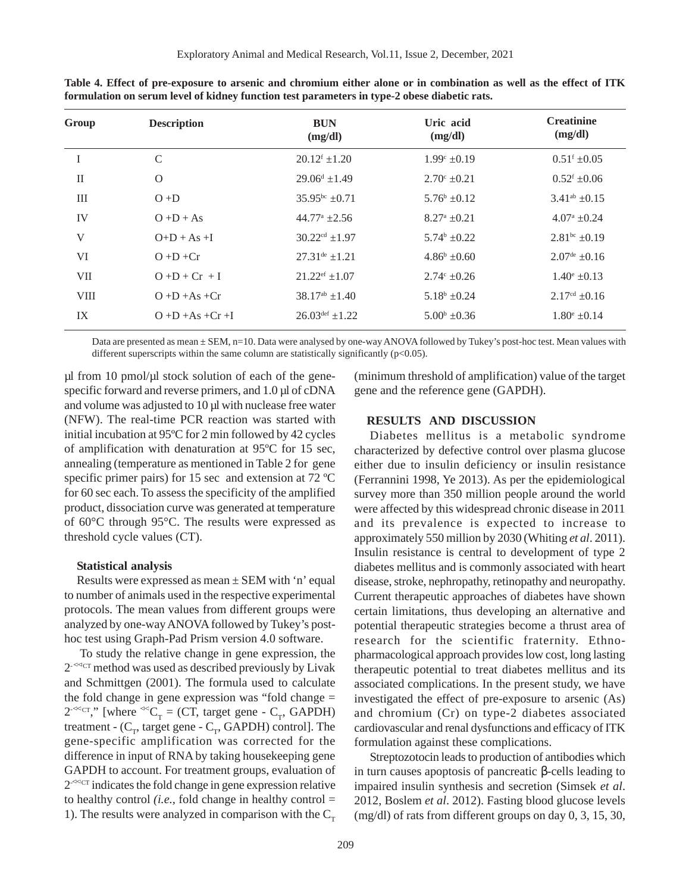**Table 4. Effect of pre-exposure to arsenic and chromium either alone or in combination as well as the effect of ITK formulation on serum level of kidney function test parameters in type-2 obese diabetic rats.**

| Group | Description | BUN (mg/dl) | Uric acid (mg/dl) | Creatinine (mg/dl) |
|---|---|---|---|---|
| I | C | $20.12^{f} \pm 1.20$ | $1.99^{c} \pm 0.19$ | $0.51^{f} \pm 0.05$ |
| II | O | $29.06^{d} \pm 1.49$ | $2.70^{c} \pm 0.21$ | $0.52^{f} \pm 0.06$ |
| III | O +D | $35.95^{bc} \pm 0.71$ | $5.76^{b} \pm 0.12$ | $3.41^{ab} \pm 0.15$ |
| IV | O +D + As | $44.77^{a} \pm 2.56$ | $8.27^{a} \pm 0.21$ | $4.07^{a} \pm 0.24$ |
| V | O+D + As +I | $30.22^{cd} \pm 1.97$ | $5.74^{b} \pm 0.22$ | $2.81^{bc} \pm 0.19$ |
| VI | O +D +Cr | $27.31^{de} \pm 1.21$ | $4.86^{b} \pm 0.60$ | $2.07^{de} \pm 0.16$ |
| VII | O +D + Cr + I | $21.22^{ef} \pm 1.07$ | $2.74^{c} \pm 0.26$ | $1.40^{e} \pm 0.13$ |
| VIII | O +D +As +Cr | $38.17^{ab} \pm 1.40$ | $5.18^{b} \pm 0.24$ | $2.17^{cd} \pm 0.16$ |
| IX | O +D +As +Cr +I | $26.03^{def} \pm 1.22$ | $5.00^{b} \pm 0.36$ | $1.80^{e} \pm 0.14$ |

Data are presented as mean ± SEM, n=10. Data were analysed by one-way ANOVA followed by Tukey's post-hoc test. Mean values with different superscripts within the same column are statistically significantly ($p<0.05$).

µl from 10 pmol/µl stock solution of each of the gene-specific forward and reverse primers, and 1.0 µl of cDNA and volume was adjusted to 10 µl with nuclease free water (NFW). The real-time PCR reaction was started with initial incubation at 95ºC for 2 min followed by 42 cycles of amplification with denaturation at 95ºC for 15 sec, annealing (temperature as mentioned in Table 2 for gene specific primer pairs) for 15 sec and extension at 72 ºC for 60 sec each. To assess the specificity of the amplified product, dissociation curve was generated at temperature of 60°C through 95°C. The results were expressed as threshold cycle values (CT).

### Statistical analysis

Results were expressed as mean ± SEM with 'n' equal to number of animals used in the respective experimental protocols. The mean values from different groups were analyzed by one-way ANOVA followed by Tukey's post-hoc test using Graph-Pad Prism version 4.0 software.

To study the relative change in gene expression, the $2^{-\Delta\Delta CT}$ method was used as described previously by Livak and Schmittgen (2001). The formula used to calculate the fold change in gene expression was "fold change = $2^{-\Delta\Delta CT}$," [where $^{\Delta\Delta}C_T$ = (CT, target gene - $C_T$, GAPDH) treatment - ($C_T$, target gene - $C_T$, GAPDH) control]. The gene-specific amplification was corrected for the difference in input of RNA by taking housekeeping gene GAPDH to account. For treatment groups, evaluation of $2^{-\Delta\Delta CT}$ indicates the fold change in gene expression relative to healthy control *(i.e.,* fold change in healthy control = 1). The results were analyzed in comparison with the $C_T$ (minimum threshold of amplification) value of the target gene and the reference gene (GAPDH).

## RESULTS AND DISCUSSION

Diabetes mellitus is a metabolic syndrome characterized by defective control over plasma glucose either due to insulin deficiency or insulin resistance (Ferrannini 1998, Ye 2013). As per the epidemiological survey more than 350 million people around the world were affected by this widespread chronic disease in 2011 and its prevalence is expected to increase to approximately 550 million by 2030 (Whiting *et al*. 2011). Insulin resistance is central to development of type 2 diabetes mellitus and is commonly associated with heart disease, stroke, nephropathy, retinopathy and neuropathy. Current therapeutic approaches of diabetes have shown certain limitations, thus developing an alternative and potential therapeutic strategies become a thrust area of research for the scientific fraternity. Ethno-pharmacological approach provides low cost, long lasting therapeutic potential to treat diabetes mellitus and its associated complications. In the present study, we have investigated the effect of pre-exposure to arsenic (As) and chromium (Cr) on type-2 diabetes associated cardiovascular and renal dysfunctions and efficacy of ITK formulation against these complications.

Streptozotocin leads to production of antibodies which in turn causes apoptosis of pancreatic β-cells leading to impaired insulin synthesis and secretion (Simsek *et al*. 2012, Boslem *et al*. 2012). Fasting blood glucose levels (mg/dl) of rats from different groups on day 0, 3, 15, 30,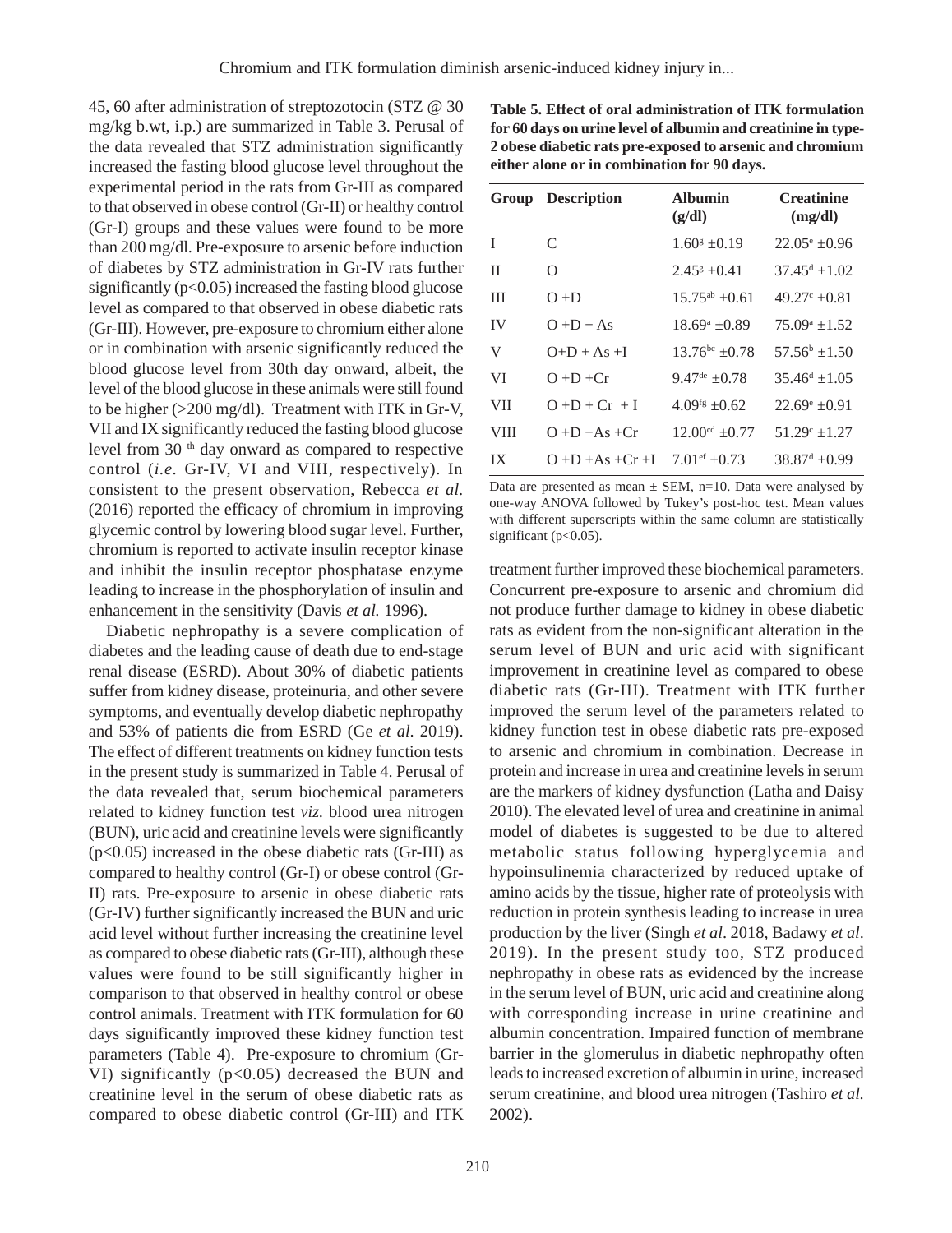45, 60 after administration of streptozotocin (STZ @ 30 mg/kg b.wt, i.p.) are summarized in Table 3. Perusal of the data revealed that STZ administration significantly increased the fasting blood glucose level throughout the experimental period in the rats from Gr-III as compared to that observed in obese control (Gr-II) or healthy control (Gr-I) groups and these values were found to be more than 200 mg/dl. Pre-exposure to arsenic before induction of diabetes by STZ administration in Gr-IV rats further significantly ($p<0.05$) increased the fasting blood glucose level as compared to that observed in obese diabetic rats (Gr-III). However, pre-exposure to chromium either alone or in combination with arsenic significantly reduced the blood glucose level from 30th day onward, albeit, the level of the blood glucose in these animals were still found to be higher (>200 mg/dl). Treatment with ITK in Gr-V, VII and IX significantly reduced the fasting blood glucose level from 30 th day onward as compared to respective control (*i.e*. Gr-IV, VI and VIII, respectively). In consistent to the present observation, Rebecca *et al.* (2016) reported the efficacy of chromium in improving glycemic control by lowering blood sugar level. Further, chromium is reported to activate insulin receptor kinase and inhibit the insulin receptor phosphatase enzyme leading to increase in the phosphorylation of insulin and enhancement in the sensitivity (Davis *et al.* 1996).

Diabetic nephropathy is a severe complication of diabetes and the leading cause of death due to end-stage renal disease (ESRD). About 30% of diabetic patients suffer from kidney disease, proteinuria, and other severe symptoms, and eventually develop diabetic nephropathy and 53% of patients die from ESRD (Ge *et al*. 2019). The effect of different treatments on kidney function tests in the present study is summarized in Table 4. Perusal of the data revealed that, serum biochemical parameters related to kidney function test *viz.* blood urea nitrogen (BUN), uric acid and creatinine levels were significantly ($p<0.05$) increased in the obese diabetic rats (Gr-III) as compared to healthy control (Gr-I) or obese control (Gr-II) rats. Pre-exposure to arsenic in obese diabetic rats (Gr-IV) further significantly increased the BUN and uric acid level without further increasing the creatinine level as compared to obese diabetic rats (Gr-III), although these values were found to be still significantly higher in comparison to that observed in healthy control or obese control animals. Treatment with ITK formulation for 60 days significantly improved these kidney function test parameters (Table 4). Pre-exposure to chromium (Gr-VI) significantly ($p<0.05$) decreased the BUN and creatinine level in the serum of obese diabetic rats as compared to obese diabetic control (Gr-III) and ITK treatment further improved these biochemical parameters. Concurrent pre-exposure to arsenic and chromium did not produce further damage to kidney in obese diabetic rats as evident from the non-significant alteration in the serum level of BUN and uric acid with significant improvement in creatinine level as compared to obese diabetic rats (Gr-III). Treatment with ITK further improved the serum level of the parameters related to kidney function test in obese diabetic rats pre-exposed to arsenic and chromium in combination. Decrease in protein and increase in urea and creatinine levels in serum are the markers of kidney dysfunction (Latha and Daisy 2010). The elevated level of urea and creatinine in animal model of diabetes is suggested to be due to altered metabolic status following hyperglycemia and hypoinsulinemia characterized by reduced uptake of amino acids by the tissue, higher rate of proteolysis with reduction in protein synthesis leading to increase in urea production by the liver (Singh *et al*. 2018, Badawy *et al*. 2019). In the present study too, STZ produced nephropathy in obese rats as evidenced by the increase in the serum level of BUN, uric acid and creatinine along with corresponding increase in urine creatinine and albumin concentration. Impaired function of membrane barrier in the glomerulus in diabetic nephropathy often leads to increased excretion of albumin in urine, increased serum creatinine, and blood urea nitrogen (Tashiro *et al.* 2002).

**Table 5. Effect of oral administration of ITK formulation for 60 days on urine level of albumin and creatinine in type-2 obese diabetic rats pre-exposed to arsenic and chromium either alone or in combination for 90 days.**

| Group | Description | Albumin (g/dl) | Creatinine (mg/dl) |
|---|---|---|---|
| I | C | $1.60^{g} \pm 0.19$ | $22.05^{e} \pm 0.96$ |
| II | O | $2.45^{g} \pm 0.41$ | $37.45^{d} \pm 1.02$ |
| III | O +D | $15.75^{ab} \pm 0.61$ | $49.27^{c} \pm 0.81$ |
| IV | O +D + As | $18.69^{a} \pm 0.89$ | $75.09^{a} \pm 1.52$ |
| V | O+D + As +I | $13.76^{bc} \pm 0.78$ | $57.56^{b} \pm 1.50$ |
| VI | O +D +Cr | $9.47^{de} \pm 0.78$ | $35.46^{d} \pm 1.05$ |
| VII | O +D + Cr + I | $4.09^{fg} \pm 0.62$ | $22.69^{e} \pm 0.91$ |
| VIII | O +D +As +Cr | $12.00^{cd} \pm 0.77$ | $51.29^{c} \pm 1.27$ |
| IX | O +D +As +Cr +I | $7.01^{ef} \pm 0.73$ | $38.87^{d} \pm 0.99$ |

Data are presented as mean ± SEM, n=10. Data were analysed by one-way ANOVA followed by Tukey's post-hoc test. Mean values with different superscripts within the same column are statistically significant ($p<0.05$).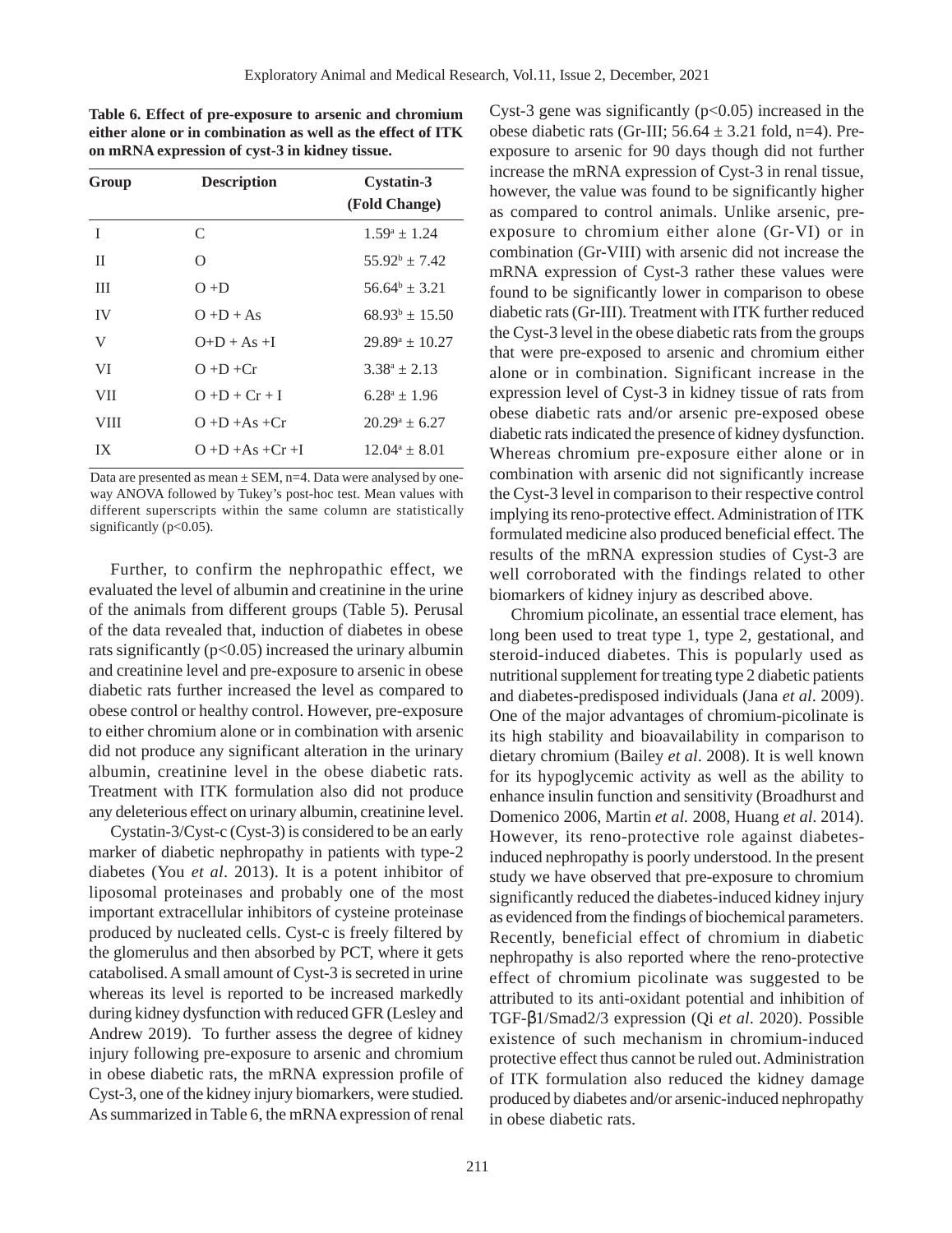**Table 6. Effect of pre-exposure to arsenic and chromium either alone or in combination as well as the effect of ITK on mRNA expression of cyst-3 in kidney tissue.**

| Group | Description | Cystatin-3 (Fold Change) |
|---|---|---|
| I | C | $1.59^{a} \pm 1.24$ |
| II | O | $55.92^{b} \pm 7.42$ |
| III | O +D | $56.64^{b} \pm 3.21$ |
| IV | O +D + As | $68.93^{b} \pm 15.50$ |
| V | O+D + As +I | $29.89^{a} \pm 10.27$ |
| VI | O +D +Cr | $3.38^{a} \pm 2.13$ |
| VII | O +D + Cr + I | $6.28^{a} \pm 1.96$ |
| VIII | O +D +As +Cr | $20.29^{a} \pm 6.27$ |
| IX | O +D +As +Cr +I | $12.04^{a} \pm 8.01$ |

Data are presented as mean ± SEM, n=4. Data were analysed by one-way ANOVA followed by Tukey's post-hoc test. Mean values with different superscripts within the same column are statistically significantly ($p<0.05$).

Further, to confirm the nephropathic effect, we evaluated the level of albumin and creatinine in the urine of the animals from different groups (Table 5). Perusal of the data revealed that, induction of diabetes in obese rats significantly ($p<0.05$) increased the urinary albumin and creatinine level and pre-exposure to arsenic in obese diabetic rats further increased the level as compared to obese control or healthy control. However, pre-exposure to either chromium alone or in combination with arsenic did not produce any significant alteration in the urinary albumin, creatinine level in the obese diabetic rats. Treatment with ITK formulation also did not produce any deleterious effect on urinary albumin, creatinine level.

Cystatin-3/Cyst-c (Cyst-3) is considered to be an early marker of diabetic nephropathy in patients with type-2 diabetes (You *et al*. 2013). It is a potent inhibitor of liposomal proteinases and probably one of the most important extracellular inhibitors of cysteine proteinase produced by nucleated cells. Cyst-c is freely filtered by the glomerulus and then absorbed by PCT, where it gets catabolised. A small amount of Cyst-3 is secreted in urine whereas its level is reported to be increased markedly during kidney dysfunction with reduced GFR (Lesley and Andrew 2019). To further assess the degree of kidney injury following pre-exposure to arsenic and chromium in obese diabetic rats, the mRNA expression profile of Cyst-3, one of the kidney injury biomarkers, were studied. As summarized in Table 6, the mRNA expression of renal Cyst-3 gene was significantly ($p<0.05$) increased in the obese diabetic rats (Gr-III; $56.64 \pm 3.21$ fold, n=4). Pre-exposure to arsenic for 90 days though did not further increase the mRNA expression of Cyst-3 in renal tissue, however, the value was found to be significantly higher as compared to control animals. Unlike arsenic, pre-exposure to chromium either alone (Gr-VI) or in combination (Gr-VIII) with arsenic did not increase the mRNA expression of Cyst-3 rather these values were found to be significantly lower in comparison to obese diabetic rats (Gr-III). Treatment with ITK further reduced the Cyst-3 level in the obese diabetic rats from the groups that were pre-exposed to arsenic and chromium either alone or in combination. Significant increase in the expression level of Cyst-3 in kidney tissue of rats from obese diabetic rats and/or arsenic pre-exposed obese diabetic rats indicated the presence of kidney dysfunction. Whereas chromium pre-exposure either alone or in combination with arsenic did not significantly increase the Cyst-3 level in comparison to their respective control implying its reno-protective effect. Administration of ITK formulated medicine also produced beneficial effect. The results of the mRNA expression studies of Cyst-3 are well corroborated with the findings related to other biomarkers of kidney injury as described above.

Chromium picolinate, an essential trace element, has long been used to treat type 1, type 2, gestational, and steroid-induced diabetes. This is popularly used as nutritional supplement for treating type 2 diabetic patients and diabetes-predisposed individuals (Jana *et al*. 2009). One of the major advantages of chromium-picolinate is its high stability and bioavailability in comparison to dietary chromium (Bailey *et al*. 2008). It is well known for its hypoglycemic activity as well as the ability to enhance insulin function and sensitivity (Broadhurst and Domenico 2006, Martin *et al.* 2008, Huang *et al*. 2014). However, its reno-protective role against diabetes-induced nephropathy is poorly understood. In the present study we have observed that pre-exposure to chromium significantly reduced the diabetes-induced kidney injury as evidenced from the findings of biochemical parameters. Recently, beneficial effect of chromium in diabetic nephropathy is also reported where the reno-protective effect of chromium picolinate was suggested to be attributed to its anti-oxidant potential and inhibition of TGF-β1/Smad2/3 expression (Qi *et al*. 2020). Possible existence of such mechanism in chromium-induced protective effect thus cannot be ruled out. Administration of ITK formulation also reduced the kidney damage produced by diabetes and/or arsenic-induced nephropathy in obese diabetic rats.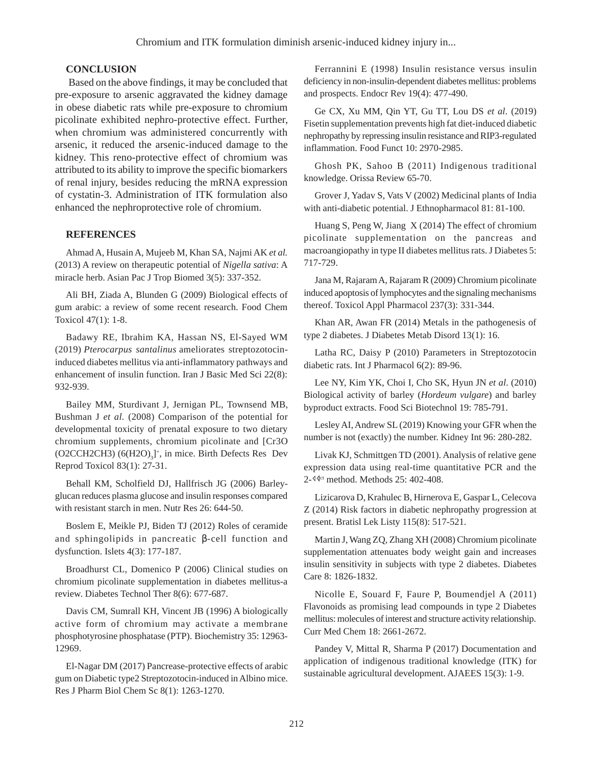## CONCLUSION

Based on the above findings, it may be concluded that pre-exposure to arsenic aggravated the kidney damage in obese diabetic rats while pre-exposure to chromium picolinate exhibited nephro-protective effect. Further, when chromium was administered concurrently with arsenic, it reduced the arsenic-induced damage to the kidney. This reno-protective effect of chromium was attributed to its ability to improve the specific biomarkers of renal injury, besides reducing the mRNA expression of cystatin-3. Administration of ITK formulation also enhanced the nephroprotective role of chromium.

## REFERENCES

Ahmad A, Husain A, Mujeeb M, Khan SA, Najmi AK *et al.* (2013) A review on therapeutic potential of *Nigella sativa*: A miracle herb. Asian Pac J Trop Biomed 3(5): 337-352.

Ali BH, Ziada A, Blunden G (2009) Biological effects of gum arabic: a review of some recent research. Food Chem Toxicol 47(1): 1-8.

Badawy RE, Ibrahim KA, Hassan NS, El-Sayed WM (2019) *Pterocarpus santalinus* ameliorates streptozotocin-induced diabetes mellitus via anti-inflammatory pathways and enhancement of insulin function. Iran J Basic Med Sci 22(8): 932-939.

Bailey MM, Sturdivant J, Jernigan PL, Townsend MB, Bushman J *et al.* (2008) Comparison of the potential for developmental toxicity of prenatal exposure to two dietary chromium supplements, chromium picolinate and [Cr3O (O2CCH2CH3) $(6(H2O)_3]^+$, in mice. Birth Defects Res Dev Reprod Toxicol 83(1): 27-31.

Behall KM, Scholfield DJ, Hallfrisch JG (2006) Barley-glucan reduces plasma glucose and insulin responses compared with resistant starch in men. Nutr Res 26: 644-50.

Boslem E, Meikle PJ, Biden TJ (2012) Roles of ceramide and sphingolipids in pancreatic β-cell function and dysfunction. Islets 4(3): 177-187.

Broadhurst CL, Domenico P (2006) Clinical studies on chromium picolinate supplementation in diabetes mellitus-a review. Diabetes Technol Ther 8(6): 677-687.

Davis CM, Sumrall KH, Vincent JB (1996) A biologically active form of chromium may activate a membrane phosphotyrosine phosphatase (PTP). Biochemistry 35: 12963-12969.

El-Nagar DM (2017) Pancrease-protective effects of arabic gum on Diabetic type2 Streptozotocin-induced in Albino mice. Res J Pharm Biol Chem Sc 8(1): 1263-1270.

Ferrannini E (1998) Insulin resistance versus insulin deficiency in non-insulin-dependent diabetes mellitus: problems and prospects. Endocr Rev 19(4): 477-490.

Ge CX, Xu MM, Qin YT, Gu TT, Lou DS *et al*. (2019) Fisetin supplementation prevents high fat diet-induced diabetic nephropathy by repressing insulin resistance and RIP3-regulated inflammation. Food Funct 10: 2970-2985.

Ghosh PK, Sahoo B (2011) Indigenous traditional knowledge. Orissa Review 65-70.

Grover J, Yadav S, Vats V (2002) Medicinal plants of India with anti-diabetic potential. J Ethnopharmacol 81: 81-100.

Huang S, Peng W, Jiang X (2014) The effect of chromium picolinate supplementation on the pancreas and macroangiopathy in type II diabetes mellitus rats. J Diabetes 5: 717-729.

Jana M, Rajaram A, Rajaram R (2009) Chromium picolinate induced apoptosis of lymphocytes and the signaling mechanisms thereof. Toxicol Appl Pharmacol 237(3): 331-344.

Khan AR, Awan FR (2014) Metals in the pathogenesis of type 2 diabetes. J Diabetes Metab Disord 13(1): 16.

Latha RC, Daisy P (2010) Parameters in Streptozotocin diabetic rats. Int J Pharmacol 6(2): 89-96.

Lee NY, Kim YK, Choi I, Cho SK, Hyun JN *et al*. (2010) Biological activity of barley (*Hordeum vulgare*) and barley byproduct extracts. Food Sci Biotechnol 19: 785-791.

Lesley AI, Andrew SL (2019) Knowing your GFR when the number is not (exactly) the number. Kidney Int 96: 280-282.

Livak KJ, Schmittgen TD (2001). Analysis of relative gene expression data using real-time quantitative PCR and the $2^{-\Delta\Delta ct}$ method. Methods 25: 402-408.

Lizicarova D, Krahulec B, Hirnerova E, Gaspar L, Celecova Z (2014) Risk factors in diabetic nephropathy progression at present. Bratisl Lek Listy 115(8): 517-521.

Martin J, Wang ZQ, Zhang XH (2008) Chromium picolinate supplementation attenuates body weight gain and increases insulin sensitivity in subjects with type 2 diabetes. Diabetes Care 8: 1826-1832.

Nicolle E, Souard F, Faure P, Boumendjel A (2011) Flavonoids as promising lead compounds in type 2 Diabetes mellitus: molecules of interest and structure activity relationship. Curr Med Chem 18: 2661-2672.

Pandey V, Mittal R, Sharma P (2017) Documentation and application of indigenous traditional knowledge (ITK) for sustainable agricultural development. AJAEES 15(3): 1-9.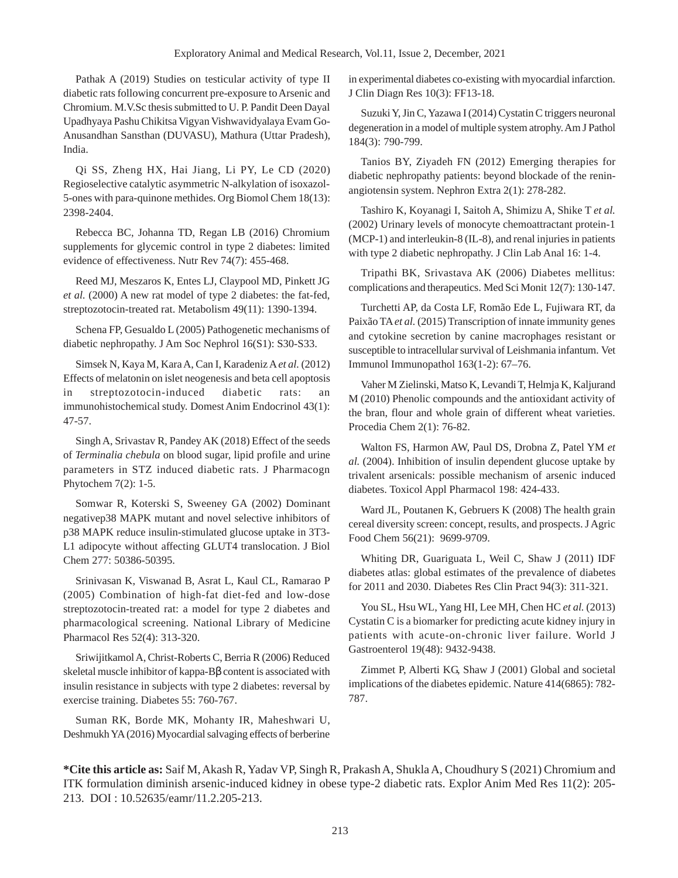Pathak A (2019) Studies on testicular activity of type II diabetic rats following concurrent pre-exposure to Arsenic and Chromium. M.V.Sc thesis submitted to U. P. Pandit Deen Dayal Upadhyaya Pashu Chikitsa Vigyan Vishwavidyalaya Evam Go-Anusandhan Sansthan (DUVASU), Mathura (Uttar Pradesh), India.

Qi SS, Zheng HX, Hai Jiang, Li PY, Le CD (2020) Regioselective catalytic asymmetric N-alkylation of isoxazol-5-ones with para-quinone methides. Org Biomol Chem 18(13): 2398-2404.

Rebecca BC, Johanna TD, Regan LB (2016) Chromium supplements for glycemic control in type 2 diabetes: limited evidence of effectiveness. Nutr Rev 74(7): 455-468.

Reed MJ, Meszaros K, Entes LJ, Claypool MD, Pinkett JG *et al.* (2000) A new rat model of type 2 diabetes: the fat-fed, streptozotocin-treated rat. Metabolism 49(11): 1390-1394.

Schena FP, Gesualdo L (2005) Pathogenetic mechanisms of diabetic nephropathy. J Am Soc Nephrol 16(S1): S30-S33.

Simsek N, Kaya M, Kara A, Can I, Karadeniz A *et al.* (2012) Effects of melatonin on islet neogenesis and beta cell apoptosis in streptozotocin-induced diabetic rats: an immunohistochemical study. Domest Anim Endocrinol 43(1): 47-57.

Singh A, Srivastav R, Pandey AK (2018) Effect of the seeds of *Terminalia chebula* on blood sugar, lipid profile and urine parameters in STZ induced diabetic rats. J Pharmacogn Phytochem 7(2): 1-5.

Somwar R, Koterski S, Sweeney GA (2002) Dominant negativep38 MAPK mutant and novel selective inhibitors of p38 MAPK reduce insulin-stimulated glucose uptake in 3T3-L1 adipocyte without affecting GLUT4 translocation. J Biol Chem 277: 50386-50395.

Srinivasan K, Viswanad B, Asrat L, Kaul CL, Ramarao P (2005) Combination of high-fat diet-fed and low-dose streptozotocin-treated rat: a model for type 2 diabetes and pharmacological screening. National Library of Medicine Pharmacol Res 52(4): 313-320.

Sriwijitkamol A, Christ-Roberts C, Berria R (2006) Reduced skeletal muscle inhibitor of kappa-Bβ content is associated with insulin resistance in subjects with type 2 diabetes: reversal by exercise training. Diabetes 55: 760-767.

Suman RK, Borde MK, Mohanty IR, Maheshwari U, Deshmukh YA (2016) Myocardial salvaging effects of berberine in experimental diabetes co-existing with myocardial infarction. J Clin Diagn Res 10(3): FF13-18.

Suzuki Y, Jin C, Yazawa I (2014) Cystatin C triggers neuronal degeneration in a model of multiple system atrophy. Am J Pathol 184(3): 790-799.

Tanios BY, Ziyadeh FN (2012) Emerging therapies for diabetic nephropathy patients: beyond blockade of the renin-angiotensin system. Nephron Extra 2(1): 278-282.

Tashiro K, Koyanagi I, Saitoh A, Shimizu A, Shike T *et al.* (2002) Urinary levels of monocyte chemoattractant protein-1 (MCP-1) and interleukin-8 (IL-8), and renal injuries in patients with type 2 diabetic nephropathy. J Clin Lab Anal 16: 1-4.

Tripathi BK, Srivastava AK (2006) Diabetes mellitus: complications and therapeutics. Med Sci Monit 12(7): 130-147.

Turchetti AP, da Costa LF, Romão Ede L, Fujiwara RT, da Paixão TA *et al.* (2015) Transcription of innate immunity genes and cytokine secretion by canine macrophages resistant or susceptible to intracellular survival of Leishmania infantum. Vet Immunol Immunopathol 163(1-2): 67–76.

Vaher M Zielinski, Matso K, Levandi T, Helmja K, Kaljurand M (2010) Phenolic compounds and the antioxidant activity of the bran, flour and whole grain of different wheat varieties. Procedia Chem 2(1): 76-82.

Walton FS, Harmon AW, Paul DS, Drobna Z, Patel YM *et al.* (2004). Inhibition of insulin dependent glucose uptake by trivalent arsenicals: possible mechanism of arsenic induced diabetes. Toxicol Appl Pharmacol 198: 424-433.

Ward JL, Poutanen K, Gebruers K (2008) The health grain cereal diversity screen: concept, results, and prospects. J Agric Food Chem 56(21): 9699-9709.

Whiting DR, Guariguata L, Weil C, Shaw J (2011) IDF diabetes atlas: global estimates of the prevalence of diabetes for 2011 and 2030. Diabetes Res Clin Pract 94(3): 311-321.

You SL, Hsu WL, Yang HI, Lee MH, Chen HC *et al.* (2013) Cystatin C is a biomarker for predicting acute kidney injury in patients with acute-on-chronic liver failure. World J Gastroenterol 19(48): 9432-9438.

Zimmet P, Alberti KG, Shaw J (2001) Global and societal implications of the diabetes epidemic. Nature 414(6865): 782-787.

**\*Cite this article as:** Saif M, Akash R, Yadav VP, Singh R, Prakash A, Shukla A, Choudhury S (2021) Chromium and ITK formulation diminish arsenic-induced kidney in obese type-2 diabetic rats. Explor Anim Med Res 11(2): 205-213. DOI : 10.52635/eamr/11.2.205-213.